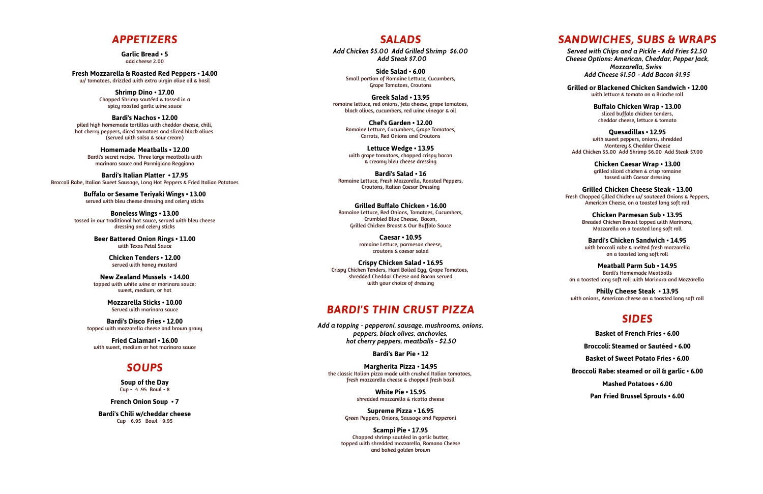## APPETIZERS

**Garlic Bread • 5**
add cheese 2.00

**Fresh Mozzarella & Roasted Red Peppers • 14.00**
w/ tomatoes, drizzled with extra virgin olive oil & basil

**Shrimp Dino • 17.00**
Chopped Shrimp sautéed & tossed in a spicy roasted garlic wine sauce

**Bardi's Nachos • 12.00**
piled high homemade tortillas with cheddar cheese, chili, hot cherry peppers, diced tomatoes and sliced black olives (served with salsa & sour cream)

**Homemade Meatballs • 12.00**
Bardi's secret recipe. Three large meatballs with marinara sauce and Parmigiano Reggiano

**Bardi's Italian Platter • 17.95**
Broccoli Rabe, Italian Sweet Sausage, Long Hot Peppers & Fried Italian Potatoes

**Buffalo or Sesame Teriyaki Wings • 13.00**
served with bleu cheese dressing and celery sticks

**Boneless Wings • 13.00**
tossed in our traditional hot sauce, served with bleu cheese dressing and celery sticks

**Beer Battered Onion Rings • 11.00**
with Texas Petal Sauce

**Chicken Tenders • 12.00**
served with honey mustard

**New Zealand Mussels • 14.00**
topped with white wine or marinara sauce: sweet, medium, or hot

**Mozzarella Sticks • 10.00**
Served with marinara sauce

**Bardi's Disco Fries • 12.00**
topped with mozzarella cheese and brown gravy

**Fried Calamari • 16.00**
with sweet, medium or hot marinara sauce

## SOUPS

**Soup of the Day**
Cup - 4 .95 Bowl - 8

**French Onion Soup • 7**

**Bardi's Chili w/cheddar cheese**
Cup - 6.95 Bowl - 9.95

## SALADS

*Add Chicken $5.00 Add Grilled Shrimp $6.00 Add Steak $7.00*

**Side Salad • 6.00**
Small portion of Romaine Lettuce, Cucumbers, Grape Tomatoes, Croutons

**Greek Salad • 13.95**
romaine lettuce, red onions, feta cheese, grape tomatoes, black olives, cucumbers, red wine vinegar & oil

**Chef's Garden • 12.00**
Romaine Lettuce, Cucumbers, Grape Tomatoes, Carrots, Red Onions and Croutons

**Lettuce Wedge • 13.95**
with grape tomatoes, chopped crispy bacon & creamy bleu cheese dressing

**Bardi's Salad • 16**
Romaine Lettuce, Fresh Mozzarella, Roasted Peppers, Croutons, Italian Caesar Dressing

**Grilled Buffalo Chicken • 16.00**
Romaine Lettuce, Red Onions, Tomatoes, Cucumbers, Crumbled Blue Cheese, Bacon, Grilled Chicken Breast & Our Buffalo Sauce

**Caesar • 10.95**
romaine Lettuce, parmesan cheese, croutons & caesar salad

**Crispy Chicken Salad • 16.95**
Crispy Chicken Tenders, Hard Boiled Egg, Grape Tomatoes, shredded Cheddar Cheese and Bacon served with your choice of dressing

## BARDI'S THIN CRUST PIZZA

*Add a topping - pepperoni, sausage, mushrooms, onions, peppers, black olives, anchovies, hot cherry peppers, meatballs - $2.50*

**Bardi's Bar Pie • 12**

**Margherita Pizza • 14.95**
the classic Italian pizza made with crushed Italian tomatoes, fresh mozzarella cheese & chopped fresh basil

**White Pie • 15.95**
shredded mozzarella & ricotta cheese

**Supreme Pizza • 16.95**
Green Peppers, Onions, Sausage and Pepperoni

**Scampi Pie • 17.95**
Chopped shrimp sautéed in garlic butter, topped with shredded mozzarella, Romano Cheese and baked golden brown

## SANDWICHES, SUBS & WRAPS

*Served with Chips and a Pickle - Add Fries $2.50*
*Cheese Options: American, Cheddar, Pepper Jack, Mozzarella, Swiss*
*Add Cheese $1.50 - Add Bacon $1.95*

**Grilled or Blackened Chicken Sandwich • 12.00**
with lettuce & tomato on a Brioche roll

**Buffalo Chicken Wrap • 13.00**
sliced buffalo chicken tenders, cheddar cheese, lettuce & tomato

**Quesadillas • 12.95**
with sweet peppers, onions, shredded Monterey & Cheddar Cheese
Add Chicken $5.00 Add Shrimp $6.00 Add Steak $7.00

**Chicken Caesar Wrap • 13.00**
grilled sliced chicken & crisp romaine tossed with Caesar dressing

**Grilled Chicken Cheese Steak • 13.00**
Fresh Chopped Gilled Chicken w/ sauteeed Onions & Peppers, American Cheese, on a toasted long soft roll

**Chicken Parmesan Sub • 13.95**
Breaded Chicken Breast topped with Marinara, Mozzarella on a toasted long soft roll

**Bardi's Chicken Sandwich • 14.95**
with broccoli rabe & melted fresh mozzarella on a toasted long soft roll

**Meatball Parm Sub • 14.95**
Bardi's Homemade Meatballs on a toasted long soft roll with Marinara and Mozzarella

**Philly Cheese Steak • 13.95**
with onions, American cheese on a toasted long soft roll

## SIDES

**Basket of French Fries • 6.00**

**Broccoli: Steamed or Sautéed • 6.00**

**Basket of Sweet Potato Fries • 6.00**

**Broccoli Rabe: steamed or oil & garlic • 6.00**

**Mashed Potatoes • 6.00**

**Pan Fried Brussel Sprouts • 6.00**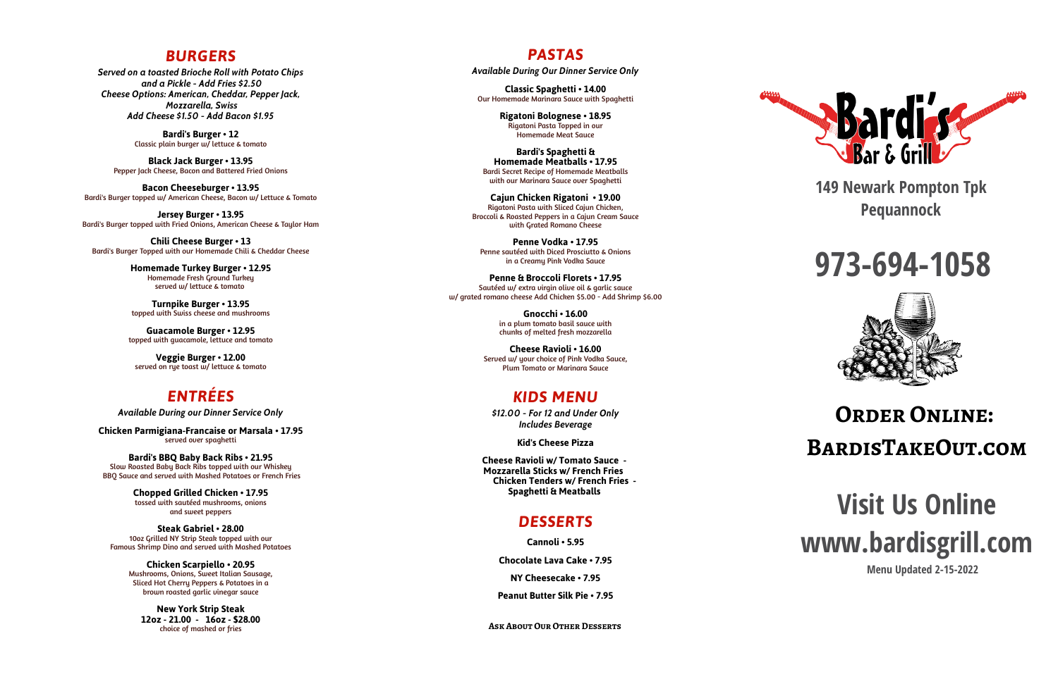## BURGERS

*Served on a toasted Brioche Roll with Potato Chips and a Pickle - Add Fries $2.50*
*Cheese Options: American, Cheddar, Pepper Jack, Mozzarella, Swiss*
*Add Cheese $1.50 - Add Bacon $1.95*

**Bardi's Burger • 12**
Classic plain burger w/ lettuce & tomato

**Black Jack Burger • 13.95**
Pepper Jack Cheese, Bacon and Battered Fried Onions

**Bacon Cheeseburger • 13.95**
Bardi's Burger topped w/ American Cheese, Bacon w/ Lettuce & Tomato

**Jersey Burger • 13.95**
Bardi's Burger topped with Fried Onions, American Cheese & Taylor Ham

**Chili Cheese Burger • 13**
Bardi's Burger Topped with our Homemade Chili & Cheddar Cheese

**Homemade Turkey Burger • 12.95**
Homemade Fresh Ground Turkey served w/ lettuce & tomato

**Turnpike Burger • 13.95**
topped with Swiss cheese and mushrooms

**Guacamole Burger • 12.95**
topped with guacamole, lettuce and tomato

**Veggie Burger • 12.00**
served on rye toast w/ lettuce & tomato

## ENTRÉES

*Available During our Dinner Service Only*

**Chicken Parmigiana-Francaise or Marsala • 17.95**
served over spaghetti

**Bardi's BBQ Baby Back Ribs • 21.95**
Slow Roasted Baby Back Ribs topped with our Whiskey BBQ Sauce and served with Mashed Potatoes or French Fries

**Chopped Grilled Chicken • 17.95**
tossed with sautéed mushrooms, onions and sweet peppers

**Steak Gabriel • 28.00**
10oz Grilled NY Strip Steak topped with our Famous Shrimp Dino and served with Mashed Potatoes

**Chicken Scarpiello • 20.95**
Mushrooms, Onions, Sweet Italian Sausage, Sliced Hot Cherry Peppers & Potatoes in a brown roasted garlic vinegar sauce

**New York Strip Steak**
**12oz - 21.00 - 16oz - $28.00**
choice of mashed or fries

## PASTAS

*Available During Our Dinner Service Only*

**Classic Spaghetti • 14.00**
Our Homemade Marinara Sauce with Spaghetti

**Rigatoni Bolognese • 18.95**
Rigatoni Pasta Topped in our Homemade Meat Sauce

**Bardi's Spaghetti & Homemade Meatballs • 17.95**
Bardi Secret Recipe of Homemade Meatballs with our Marinara Sauce over Spaghetti

**Cajun Chicken Rigatoni • 19.00**
Rigatoni Pasta with Sliced Cajun Chicken, Broccoli & Roasted Peppers in a Cajun Cream Sauce with Grated Romano Cheese

**Penne Vodka • 17.95**
Penne sautéed with Diced Prosciutto & Onions in a Creamy Pink Vodka Sauce

**Penne & Broccoli Florets • 17.95**
Sautéed w/ extra virgin olive oil & garlic sauce w/ grated romano cheese Add Chicken $5.00 - Add Shrimp $6.00

**Gnocchi • 16.00**
in a plum tomato basil sauce with chunks of melted fresh mozzarella

**Cheese Ravioli • 16.00**
Served w/ your choice of Pink Vodka Sauce, Plum Tomato or Marinara Sauce

## KIDS MENU

*$12.00 - For 12 and Under Only*
*Includes Beverage*

**Kid's Cheese Pizza**

**Cheese Ravioli w/ Tomato Sauce -**
**Mozzarella Sticks w/ French Fries**
**Chicken Tenders w/ French Fries -**
**Spaghetti & Meatballs**

## DESSERTS

**Cannoli • 5.95**

**Chocolate Lava Cake • 7.95**

**NY Cheesecake • 7.95**

**Peanut Butter Silk Pie • 7.95**

**Ask About Our Other Desserts**

# Bardi's Bar & Grill

**149 Newark Pompton Tpk**
**Pequannock**

# 973-694-1058

## Order Online: BardisTakeOut.com

## Visit Us Online www.bardisgrill.com

**Menu Updated 2-15-2022**